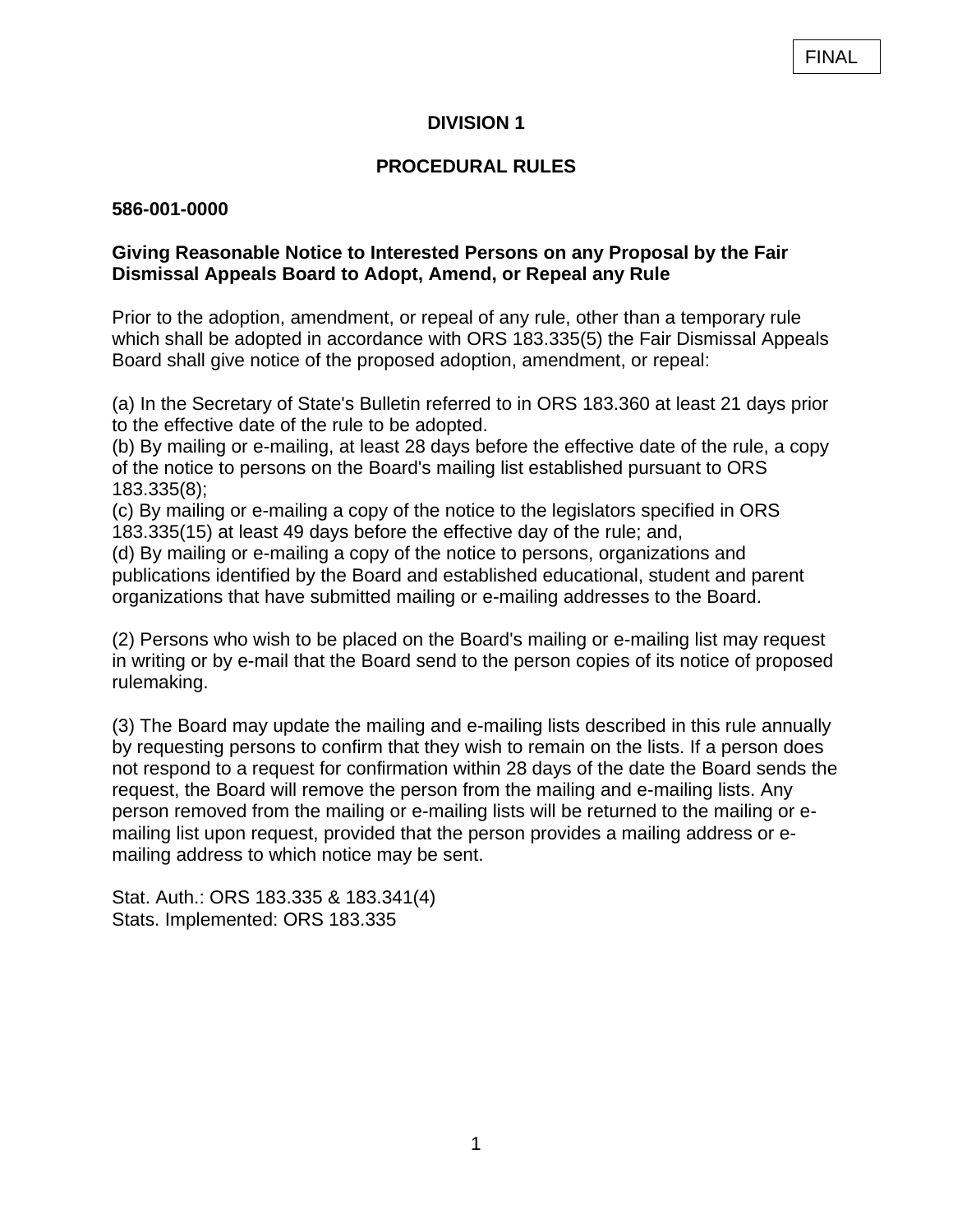FINAL

# DIVISION 1

## PROCEDURAL RULES

**586-001-0000**

**Giving Reasonable Notice to Interested Persons on any Proposal by the Fair Dismissal Appeals Board to Adopt, Amend, or Repeal any Rule**

Prior to the adoption, amendment, or repeal of any rule, other than a temporary rule which shall be adopted in accordance with ORS 183.335(5) the Fair Dismissal Appeals Board shall give notice of the proposed adoption, amendment, or repeal:

(a) In the Secretary of State's Bulletin referred to in ORS 183.360 at least 21 days prior to the effective date of the rule to be adopted.
(b) By mailing or e-mailing, at least 28 days before the effective date of the rule, a copy of the notice to persons on the Board's mailing list established pursuant to ORS 183.335(8);
(c) By mailing or e-mailing a copy of the notice to the legislators specified in ORS 183.335(15) at least 49 days before the effective day of the rule; and,
(d) By mailing or e-mailing a copy of the notice to persons, organizations and publications identified by the Board and established educational, student and parent organizations that have submitted mailing or e-mailing addresses to the Board.

(2) Persons who wish to be placed on the Board's mailing or e-mailing list may request in writing or by e-mail that the Board send to the person copies of its notice of proposed rulemaking.

(3) The Board may update the mailing and e-mailing lists described in this rule annually by requesting persons to confirm that they wish to remain on the lists. If a person does not respond to a request for confirmation within 28 days of the date the Board sends the request, the Board will remove the person from the mailing and e-mailing lists. Any person removed from the mailing or e-mailing lists will be returned to the mailing or e-mailing list upon request, provided that the person provides a mailing address or e-mailing address to which notice may be sent.

Stat. Auth.: ORS 183.335 & 183.341(4)
Stats. Implemented: ORS 183.335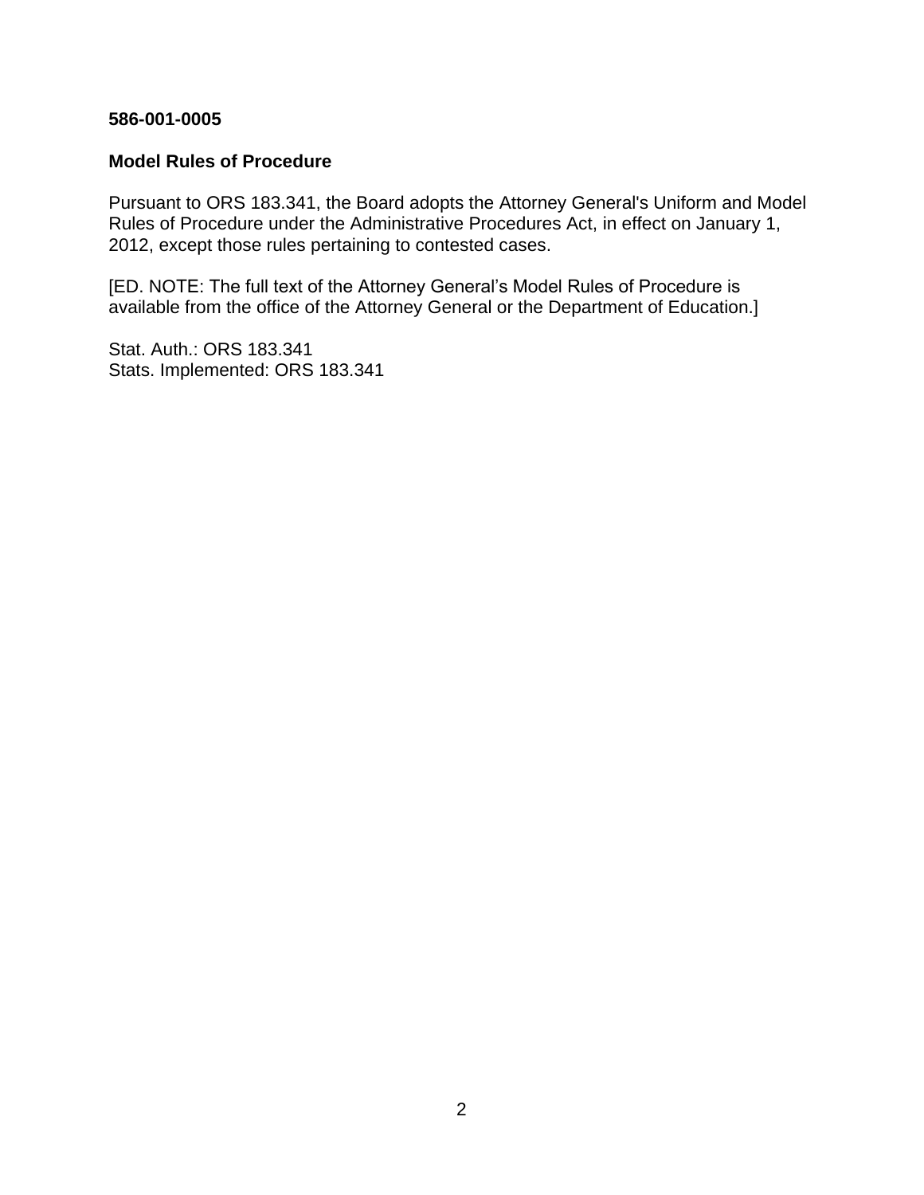**586-001-0005**

**Model Rules of Procedure**

Pursuant to ORS 183.341, the Board adopts the Attorney General's Uniform and Model Rules of Procedure under the Administrative Procedures Act, in effect on January 1, 2012, except those rules pertaining to contested cases.

[ED. NOTE: The full text of the Attorney General's Model Rules of Procedure is available from the office of the Attorney General or the Department of Education.]

Stat. Auth.: ORS 183.341
Stats. Implemented: ORS 183.341